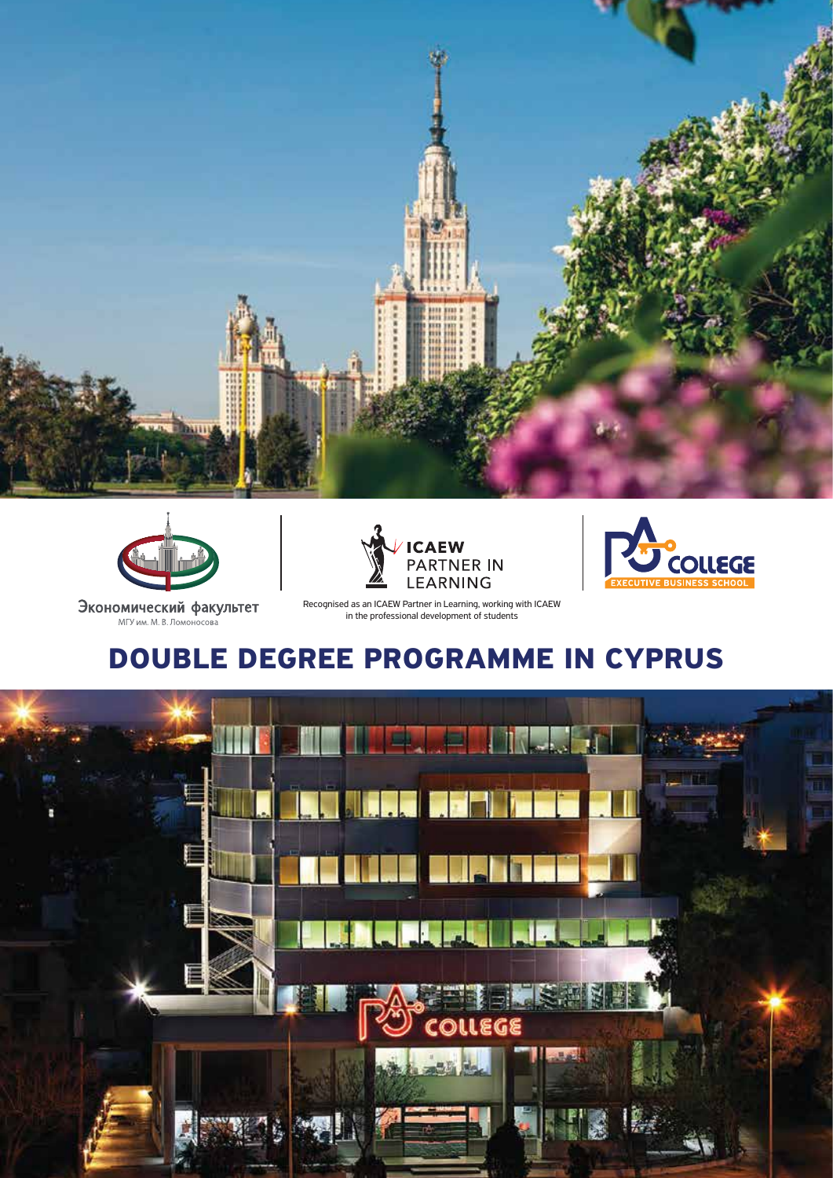Экономический факультет
МГУ им. М. В. Ломоносова

ICAEW
PARTNER IN
LEARNING

Recognised as an ICAEW Partner in Learning, working with ICAEW in the professional development of students

PA COLLEGE
EXECUTIVE BUSINESS SCHOOL

# DOUBLE DEGREE PROGRAMME IN CYPRUS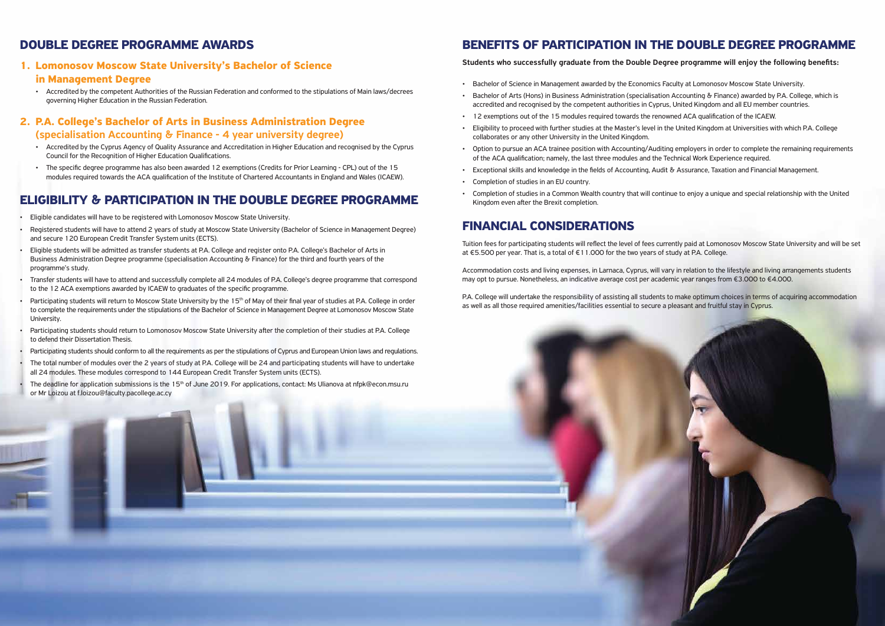## DOUBLE DEGREE PROGRAMME AWARDS

### 1. Lomonosov Moscow State University's Bachelor of Science in Management Degree

- Accredited by the competent Authorities of the Russian Federation and conformed to the stipulations of Main laws/decrees governing Higher Education in the Russian Federation.

### 2. P.A. College's Bachelor of Arts in Business Administration Degree (specialisation Accounting & Finance - 4 year university degree)

- Accredited by the Cyprus Agency of Quality Assurance and Accreditation in Higher Education and recognised by the Cyprus Council for the Recognition of Higher Education Qualifications.
- The specific degree programme has also been awarded 12 exemptions (Credits for Prior Learning - CPL) out of the 15 modules required towards the ACA qualification of the Institute of Chartered Accountants in England and Wales (ICAEW).

## ELIGIBILITY & PARTICIPATION IN THE DOUBLE DEGREE PROGRAMME

- Eligible candidates will have to be registered with Lomonosov Moscow State University.
- Registered students will have to attend 2 years of study at Moscow State University (Bachelor of Science in Management Degree) and secure 120 European Credit Transfer System units (ECTS).
- Eligible students will be admitted as transfer students at P.A. College and register onto P.A. College's Bachelor of Arts in Business Administration Degree programme (specialisation Accounting & Finance) for the third and fourth years of the programme's study.
- Transfer students will have to attend and successfully complete all 24 modules of P.A. College's degree programme that correspond to the 12 ACA exemptions awarded by ICAEW to graduates of the specific programme.
- Participating students will return to Moscow State University by the 15th of May of their final year of studies at P.A. College in order to complete the requirements under the stipulations of the Bachelor of Science in Management Degree at Lomonosov Moscow State University.
- Participating students should return to Lomonosov Moscow State University after the completion of their studies at P.A. College to defend their Dissertation Thesis.
- Participating students should conform to all the requirements as per the stipulations of Cyprus and European Union laws and regulations.
- The total number of modules over the 2 years of study at P.A. College will be 24 and participating students will have to undertake all 24 modules. These modules correspond to 144 European Credit Transfer System units (ECTS).
- The deadline for application submissions is the 15th of June 2019. For applications, contact: Ms Ulianova at nfpk@econ.msu.ru or Mr Loizou at f.loizou@faculty.pacollege.ac.cy

## BENEFITS OF PARTICIPATION IN THE DOUBLE DEGREE PROGRAMME

**Students who successfully graduate from the Double Degree programme will enjoy the following benefits:**

- Bachelor of Science in Management awarded by the Economics Faculty at Lomonosov Moscow State University.
- Bachelor of Arts (Hons) in Business Administration (specialisation Accounting & Finance) awarded by P.A. College, which is accredited and recognised by the competent authorities in Cyprus, United Kingdom and all EU member countries.
- 12 exemptions out of the 15 modules required towards the renowned ACA qualification of the ICAEW.
- Eligibility to proceed with further studies at the Master's level in the United Kingdom at Universities with which P.A. College collaborates or any other University in the United Kingdom.
- Option to pursue an ACA trainee position with Accounting/Auditing employers in order to complete the remaining requirements of the ACA qualification; namely, the last three modules and the Technical Work Experience required.
- Exceptional skills and knowledge in the fields of Accounting, Audit & Assurance, Taxation and Financial Management.
- Completion of studies in an EU country.
- Completion of studies in a Common Wealth country that will continue to enjoy a unique and special relationship with the United Kingdom even after the Brexit completion.

## FINANCIAL CONSIDERATIONS

Tuition fees for participating students will reflect the level of fees currently paid at Lomonosov Moscow State University and will be set at €5.500 per year. That is, a total of €11.000 for the two years of study at P.A. College.

Accommodation costs and living expenses, in Larnaca, Cyprus, will vary in relation to the lifestyle and living arrangements students may opt to pursue. Nonetheless, an indicative average cost per academic year ranges from €3.000 to €4.000.

P.A. College will undertake the responsibility of assisting all students to make optimum choices in terms of acquiring accommodation as well as all those required amenities/facilities essential to secure a pleasant and fruitful stay in Cyprus.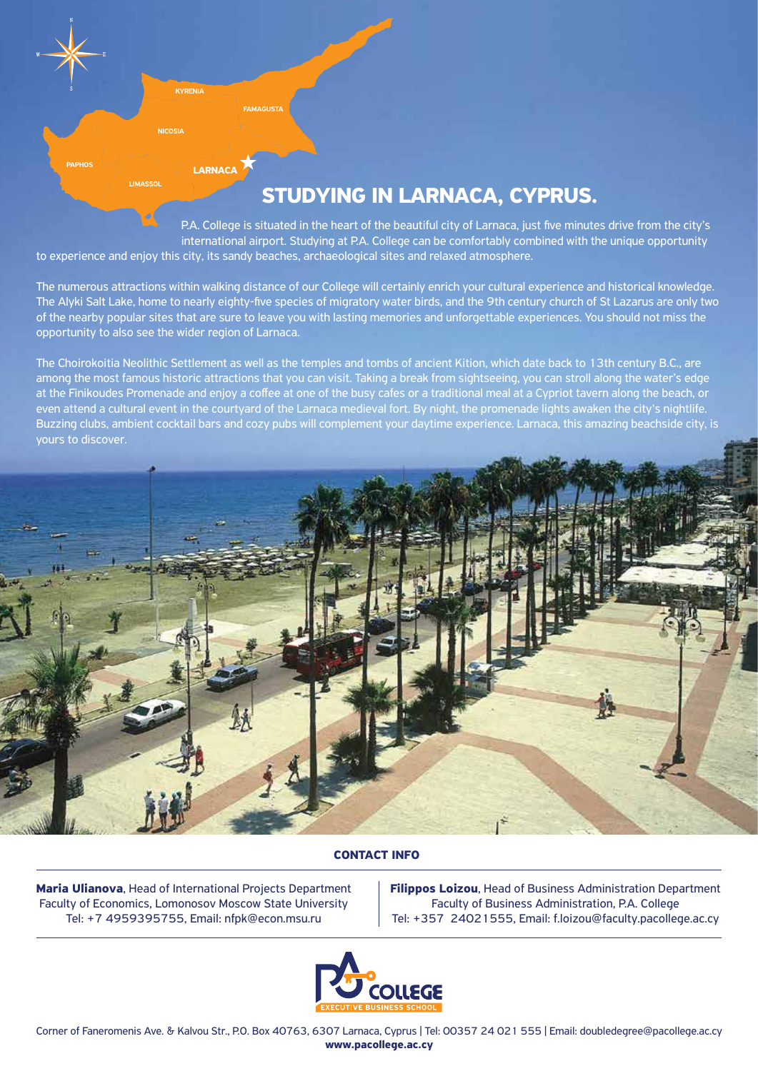# STUDYING IN LARNACA, CYPRUS.

P.A. College is situated in the heart of the beautiful city of Larnaca, just five minutes drive from the city's international airport. Studying at P.A. College can be comfortably combined with the unique opportunity to experience and enjoy this city, its sandy beaches, archaeological sites and relaxed atmosphere.

The numerous attractions within walking distance of our College will certainly enrich your cultural experience and historical knowledge. The Alyki Salt Lake, home to nearly eighty-five species of migratory water birds, and the 9th century church of St Lazarus are only two of the nearby popular sites that are sure to leave you with lasting memories and unforgettable experiences. You should not miss the opportunity to also see the wider region of Larnaca.

The Choirokoitia Neolithic Settlement as well as the temples and tombs of ancient Kition, which date back to 13th century B.C., are among the most famous historic attractions that you can visit. Taking a break from sightseeing, you can stroll along the water's edge at the Finikoudes Promenade and enjoy a coffee at one of the busy cafes or a traditional meal at a Cypriot tavern along the beach, or even attend a cultural event in the courtyard of the Larnaca medieval fort. By night, the promenade lights awaken the city's nightlife. Buzzing clubs, ambient cocktail bars and cozy pubs will complement your daytime experience. Larnaca, this amazing beachside city, is yours to discover.

## CONTACT INFO

**Maria Ulianova**, Head of International Projects Department
Faculty of Economics, Lomonosov Moscow State University
Tel: +7 4959395755, Email: nfpk@econ.msu.ru

**Filippos Loizou**, Head of Business Administration Department
Faculty of Business Administration, P.A. College
Tel: +357 24021555, Email: f.loizou@faculty.pacollege.ac.cy

Corner of Faneromenis Ave. & Kalvou Str., P.O. Box 40763, 6307 Larnaca, Cyprus | Tel: 00357 24 021 555 | Email: doubledegree@pacollege.ac.cy
**www.pacollege.ac.cy**